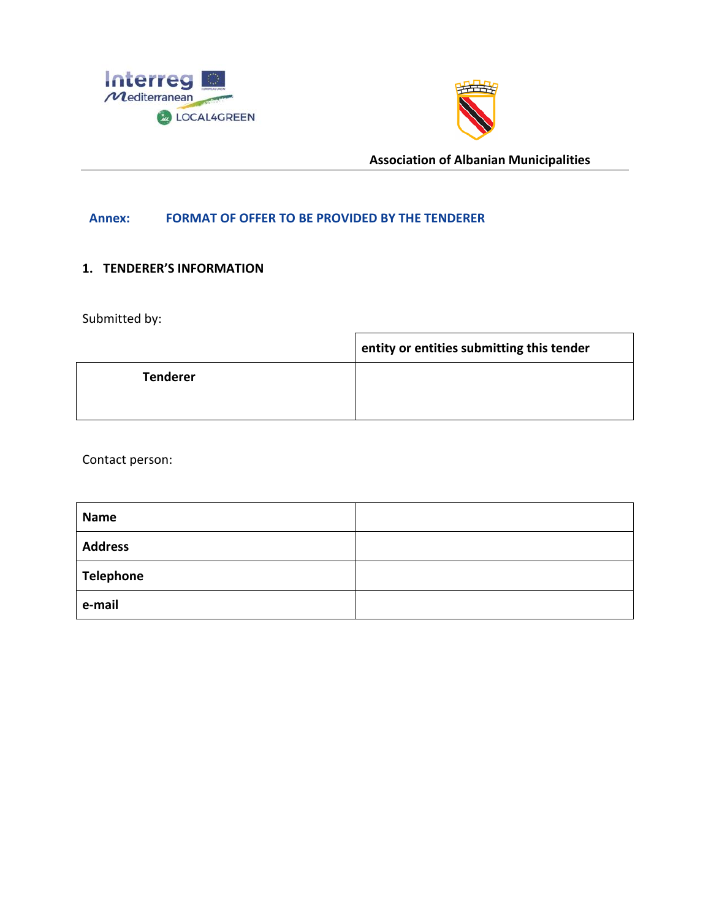Interreg Mediterranean LOCAL4GREEN

**Association of Albanian Municipalities**

---

## Annex: FORMAT OF OFFER TO BE PROVIDED BY THE TENDERER

### 1. TENDERER'S INFORMATION

Submitted by:

| | **entity or entities submitting this tender** |
|---|---|
| **Tenderer** | |

Contact person:

| | |
|---|---|
| **Name** | |
| **Address** | |
| **Telephone** | |
| **e-mail** | |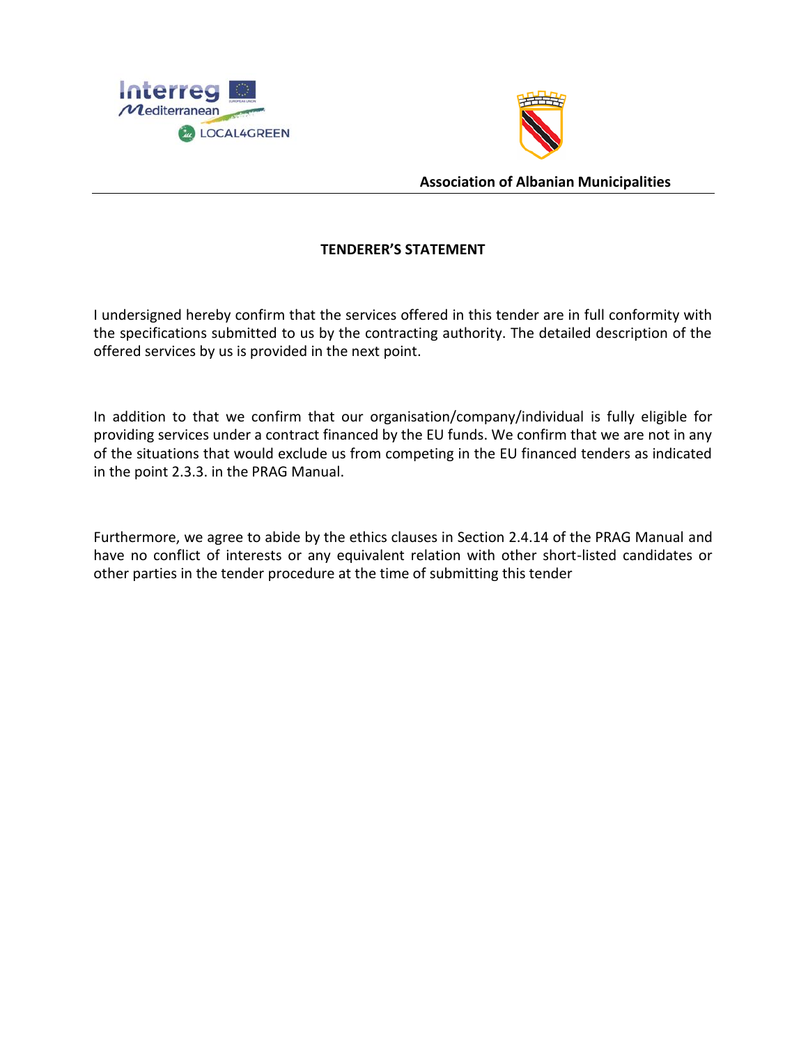**Association of Albanian Municipalities**

## TENDERER'S STATEMENT

I undersigned hereby confirm that the services offered in this tender are in full conformity with the specifications submitted to us by the contracting authority. The detailed description of the offered services by us is provided in the next point.

In addition to that we confirm that our organisation/company/individual is fully eligible for providing services under a contract financed by the EU funds. We confirm that we are not in any of the situations that would exclude us from competing in the EU financed tenders as indicated in the point 2.3.3. in the PRAG Manual.

Furthermore, we agree to abide by the ethics clauses in Section 2.4.14 of the PRAG Manual and have no conflict of interests or any equivalent relation with other short-listed candidates or other parties in the tender procedure at the time of submitting this tender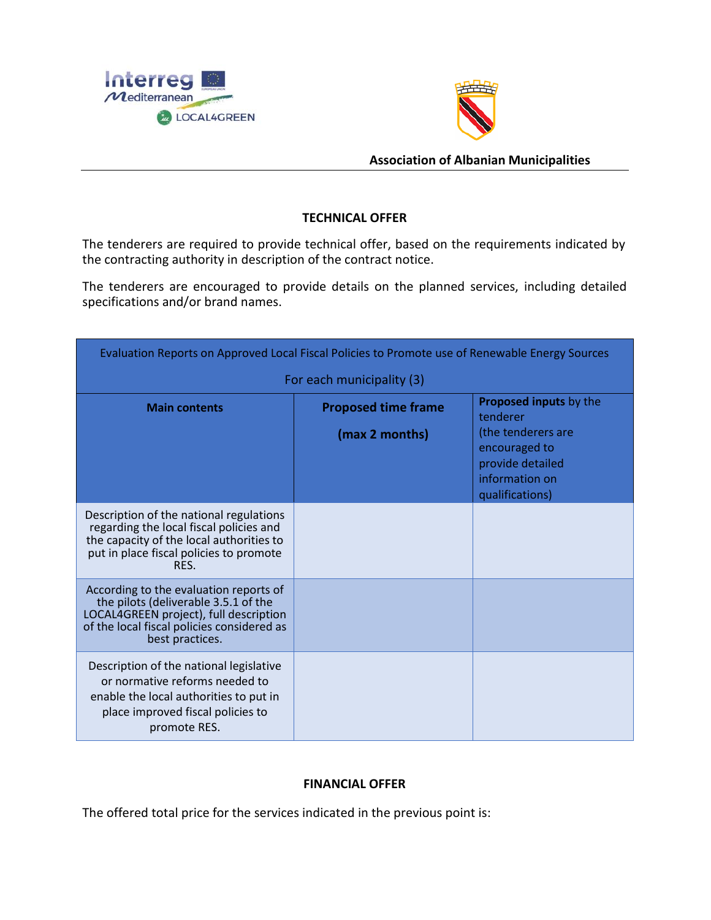Association of Albanian Municipalities

## TECHNICAL OFFER

The tenderers are required to provide technical offer, based on the requirements indicated by the contracting authority in description of the contract notice.

The tenderers are encouraged to provide details on the planned services, including detailed specifications and/or brand names.

| Evaluation Reports on Approved Local Fiscal Policies to Promote use of Renewable Energy Sources<br>For each municipality (3) | | |
|---|---|---|
| **Main contents** | **Proposed time frame**<br>**(max 2 months)** | **Proposed inputs** by the tenderer<br>(the tenderers are encouraged to provide detailed information on qualifications) |
| Description of the national regulations regarding the local fiscal policies and the capacity of the local authorities to put in place fiscal policies to promote RES. | | |
| According to the evaluation reports of the pilots (deliverable 3.5.1 of the LOCAL4GREEN project), full description of the local fiscal policies considered as best practices. | | |
| Description of the national legislative or normative reforms needed to enable the local authorities to put in place improved fiscal policies to promote RES. | | |

## FINANCIAL OFFER

The offered total price for the services indicated in the previous point is: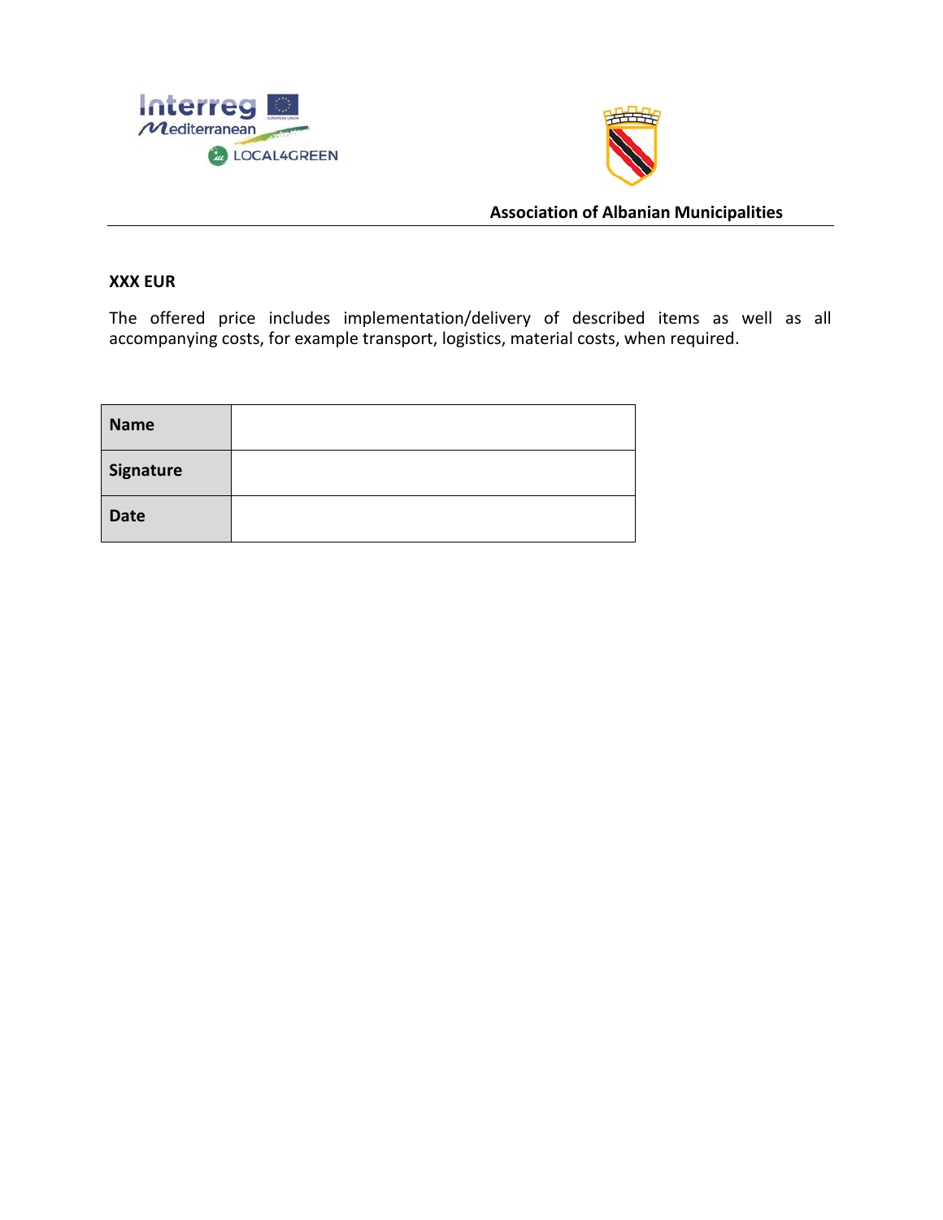**XXX EUR**

The offered price includes implementation/delivery of described items as well as all accompanying costs, for example transport, logistics, material costs, when required.

| | |
|---|---|
| **Name** | |
| **Signature** | |
| **Date** | |